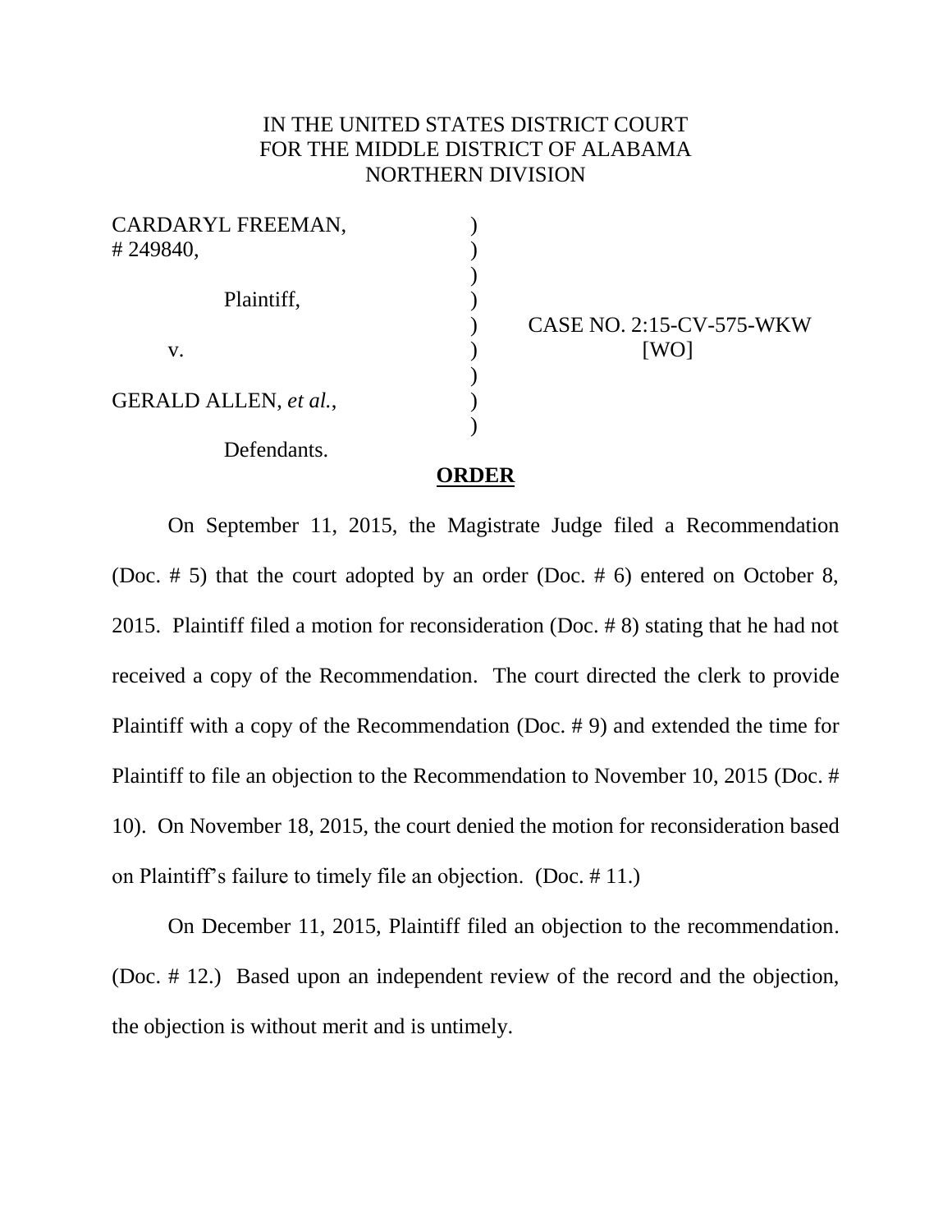IN THE UNITED STATES DISTRICT COURT
FOR THE MIDDLE DISTRICT OF ALABAMA
NORTHERN DIVISION

| | | |
|---|---|---|
| CARDARYL FREEMAN, # 249840, | ) | |
| Plaintiff, | ) | CASE NO. 2:15-CV-575-WKW |
| v. | ) | [WO] |
| GERALD ALLEN, *et al.*, | ) | |
| Defendants. | ) | |

**ORDER**

On September 11, 2015, the Magistrate Judge filed a Recommendation (Doc. # 5) that the court adopted by an order (Doc. # 6) entered on October 8, 2015. Plaintiff filed a motion for reconsideration (Doc. # 8) stating that he had not received a copy of the Recommendation. The court directed the clerk to provide Plaintiff with a copy of the Recommendation (Doc. # 9) and extended the time for Plaintiff to file an objection to the Recommendation to November 10, 2015 (Doc. # 10). On November 18, 2015, the court denied the motion for reconsideration based on Plaintiff's failure to timely file an objection. (Doc. # 11.)

On December 11, 2015, Plaintiff filed an objection to the recommendation. (Doc. # 12.) Based upon an independent review of the record and the objection, the objection is without merit and is untimely.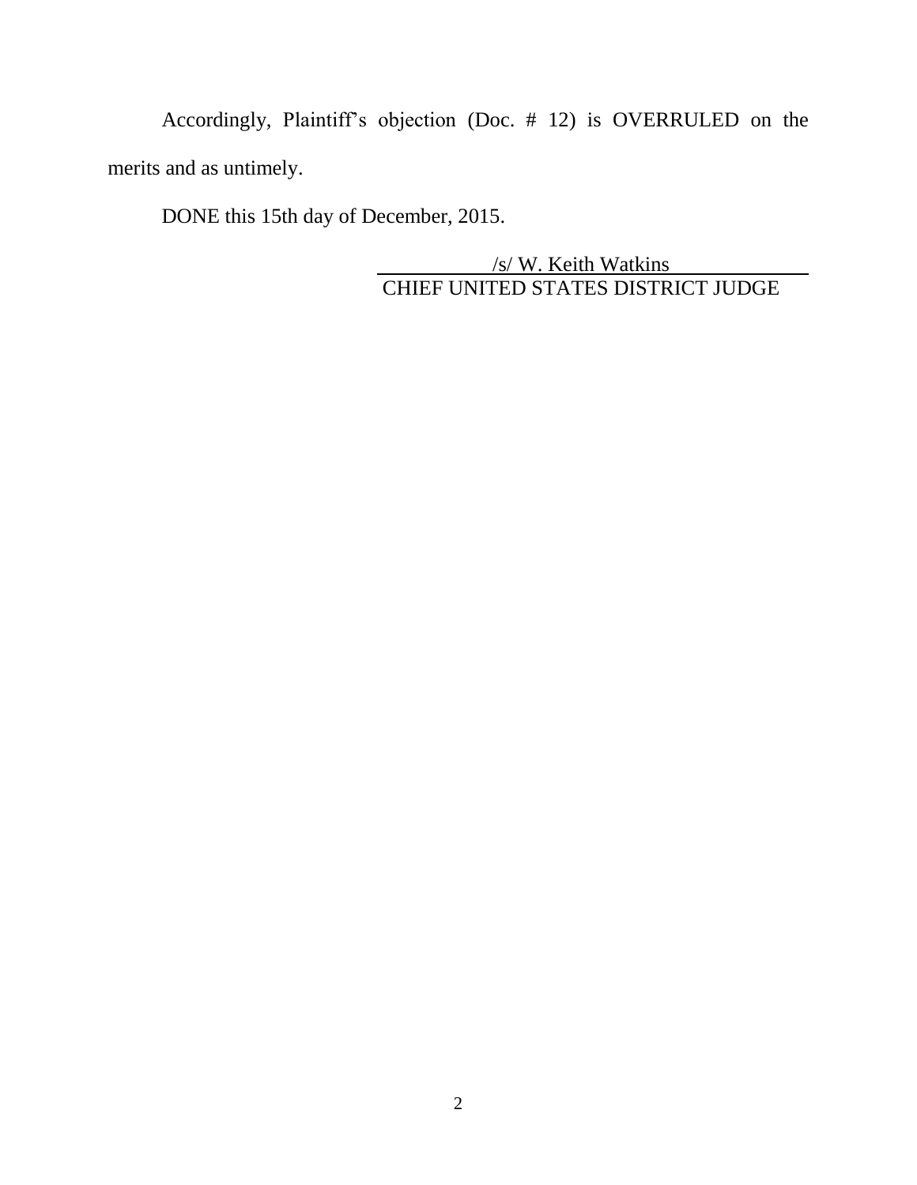Accordingly, Plaintiff's objection (Doc. # 12) is OVERRULED on the merits and as untimely.

DONE this 15th day of December, 2015.

/s/ W. Keith Watkins
CHIEF UNITED STATES DISTRICT JUDGE